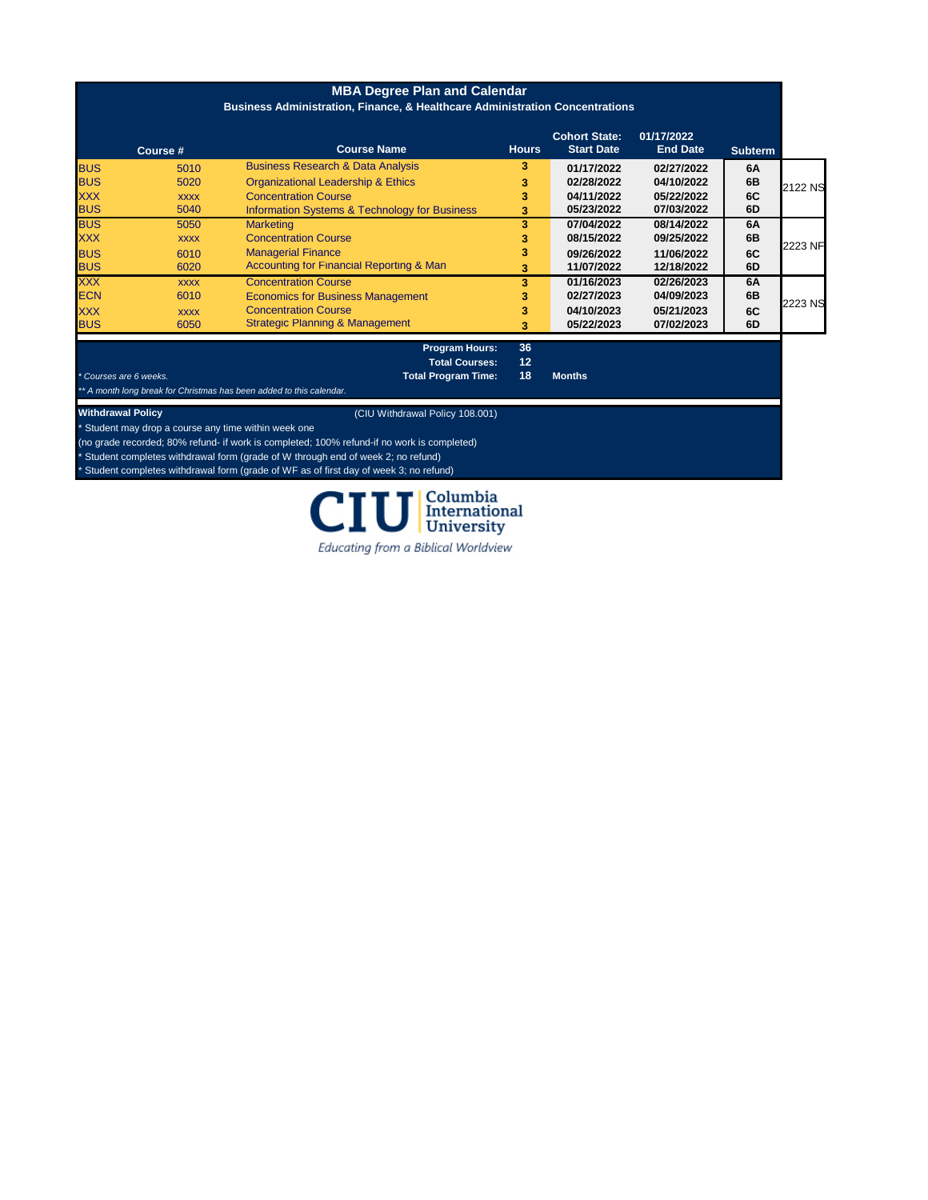# MBA Degree Plan and Calendar

## Business Administration, Finance, & Healthcare Administration Concentrations

| | Course # | Course Name | Hours | Cohort State: Start Date | 01/17/2022 End Date | Subterm | |
|---|---|---|---|---|---|---|---|
| BUS | 5010 | Business Research & Data Analysis | 3 | 01/17/2022 | 02/27/2022 | 6A | 2122 NS |
| BUS | 5020 | Organizational Leadership & Ethics | 3 | 02/28/2022 | 04/10/2022 | 6B | |
| XXX | xxxx | Concentration Course | 3 | 04/11/2022 | 05/22/2022 | 6C | |
| BUS | 5040 | Information Systems & Technology for Business | 3 | 05/23/2022 | 07/03/2022 | 6D | |
| BUS | 5050 | Marketing | 3 | 07/04/2022 | 08/14/2022 | 6A | 2223 NF |
| XXX | xxxx | Concentration Course | 3 | 08/15/2022 | 09/25/2022 | 6B | |
| BUS | 6010 | Managerial Finance | 3 | 09/26/2022 | 11/06/2022 | 6C | |
| BUS | 6020 | Accounting for Financial Reporting & Man | 3 | 11/07/2022 | 12/18/2022 | 6D | |
| XXX | xxxx | Concentration Course | 3 | 01/16/2023 | 02/26/2023 | 6A | 2223 NS |
| ECN | 6010 | Economics for Business Management | 3 | 02/27/2023 | 04/09/2023 | 6B | |
| XXX | xxxx | Concentration Course | 3 | 04/10/2023 | 05/21/2023 | 6C | |
| BUS | 6050 | Strategic Planning & Management | 3 | 05/22/2023 | 07/02/2023 | 6D | |

**Program Hours:** 36
**Total Courses:** 12
**Total Program Time:** 18 **Months**

*\* Courses are 6 weeks.*

*\*\* A month long break for Christmas has been added to this calendar.*

**Withdrawal Policy** (CIU Withdrawal Policy 108.001)

* Student may drop a course any time within week one
(no grade recorded; 80% refund- if work is completed; 100% refund-if no work is completed)
* Student completes withdrawal form (grade of W through end of week 2; no refund)
* Student completes withdrawal form (grade of WF as of first day of week 3; no refund)

CIU Columbia International University

Educating from a Biblical Worldview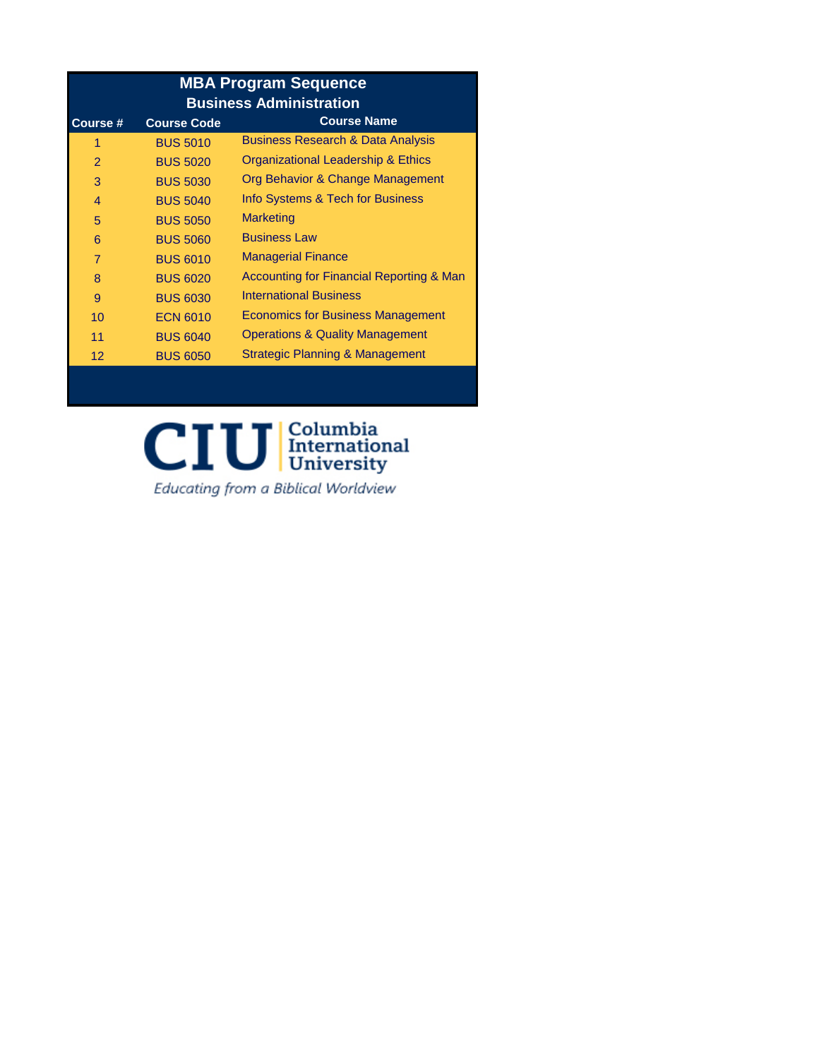# MBA Program Sequence

## Business Administration

| Course # | Course Code | Course Name |
|---|---|---|
| 1 | BUS 5010 | Business Research & Data Analysis |
| 2 | BUS 5020 | Organizational Leadership & Ethics |
| 3 | BUS 5030 | Org Behavior & Change Management |
| 4 | BUS 5040 | Info Systems & Tech for Business |
| 5 | BUS 5050 | Marketing |
| 6 | BUS 5060 | Business Law |
| 7 | BUS 6010 | Managerial Finance |
| 8 | BUS 6020 | Accounting for Financial Reporting & Man |
| 9 | BUS 6030 | International Business |
| 10 | ECN 6010 | Economics for Business Management |
| 11 | BUS 6040 | Operations & Quality Management |
| 12 | BUS 6050 | Strategic Planning & Management |

CIU Columbia International University

*Educating from a Biblical Worldview*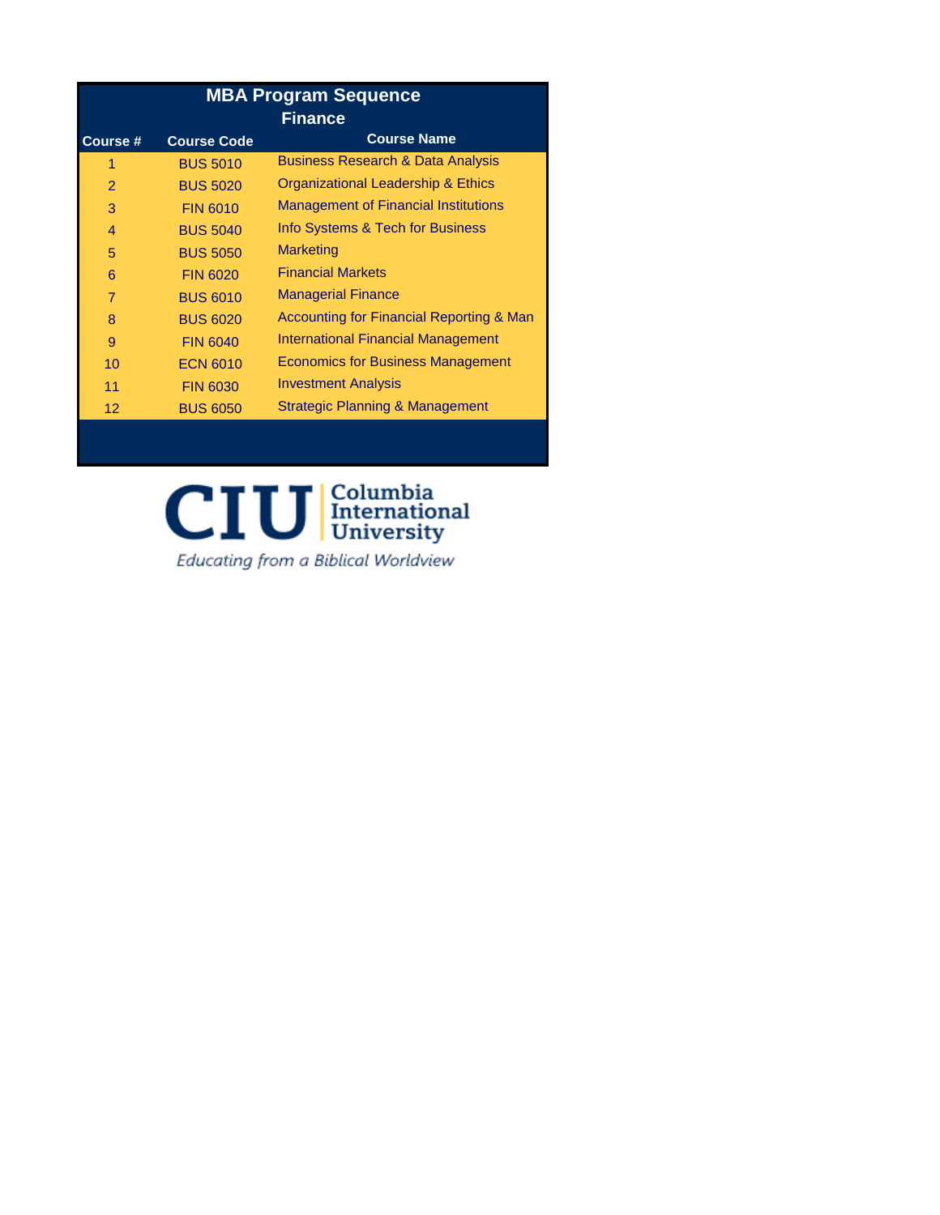# MBA Program Sequence

## Finance

| Course # | Course Code | Course Name |
|---|---|---|
| 1 | BUS 5010 | Business Research & Data Analysis |
| 2 | BUS 5020 | Organizational Leadership & Ethics |
| 3 | FIN 6010 | Management of Financial Institutions |
| 4 | BUS 5040 | Info Systems & Tech for Business |
| 5 | BUS 5050 | Marketing |
| 6 | FIN 6020 | Financial Markets |
| 7 | BUS 6010 | Managerial Finance |
| 8 | BUS 6020 | Accounting for Financial Reporting & Man |
| 9 | FIN 6040 | International Financial Management |
| 10 | ECN 6010 | Economics for Business Management |
| 11 | FIN 6030 | Investment Analysis |
| 12 | BUS 6050 | Strategic Planning & Management |

CIU Columbia International University

*Educating from a Biblical Worldview*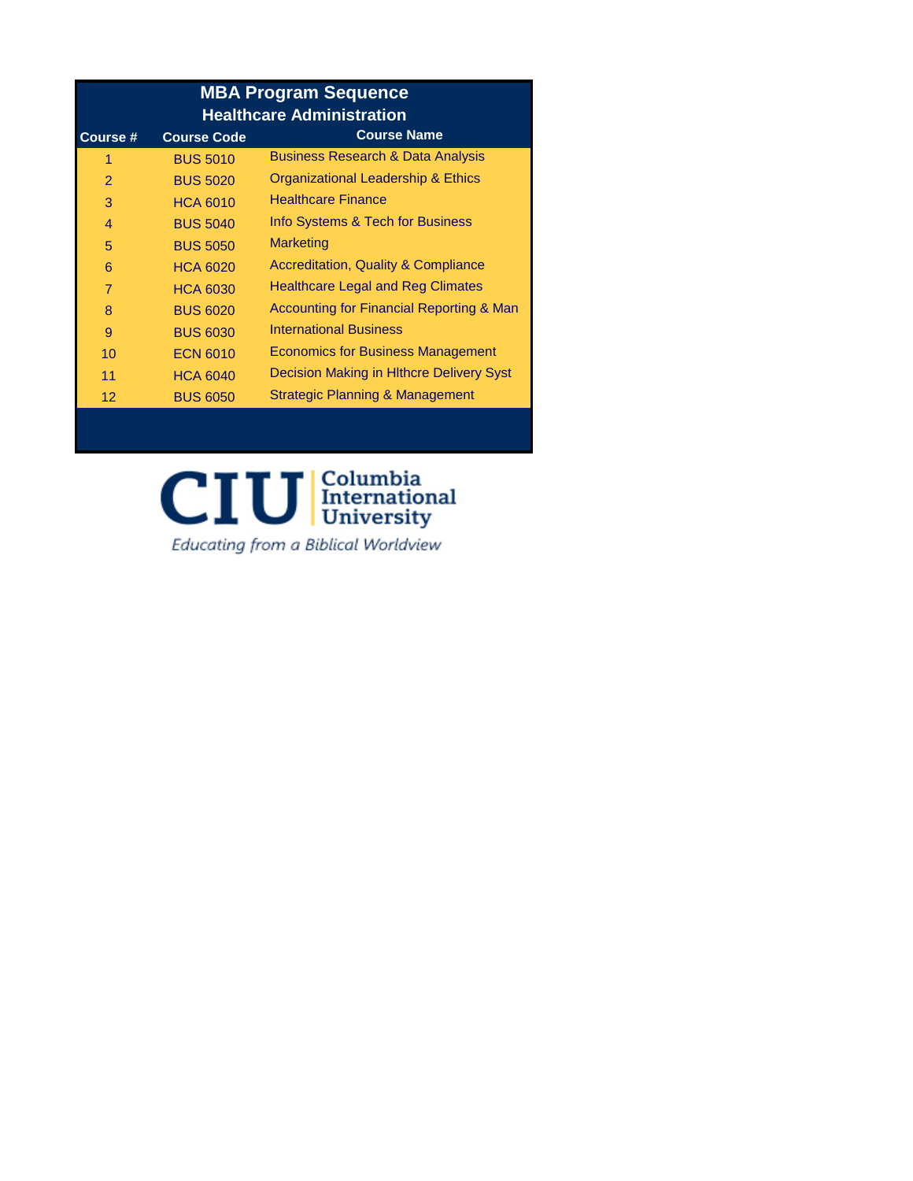## MBA Program Sequence
### Healthcare Administration

| Course # | Course Code | Course Name |
| --- | --- | --- |
| 1 | BUS 5010 | Business Research & Data Analysis |
| 2 | BUS 5020 | Organizational Leadership & Ethics |
| 3 | HCA 6010 | Healthcare Finance |
| 4 | BUS 5040 | Info Systems & Tech for Business |
| 5 | BUS 5050 | Marketing |
| 6 | HCA 6020 | Accreditation, Quality & Compliance |
| 7 | HCA 6030 | Healthcare Legal and Reg Climates |
| 8 | BUS 6020 | Accounting for Financial Reporting & Man |
| 9 | BUS 6030 | International Business |
| 10 | ECN 6010 | Economics for Business Management |
| 11 | HCA 6040 | Decision Making in Hlthcre Delivery Syst |
| 12 | BUS 6050 | Strategic Planning & Management |

CIU Columbia International University

*Educating from a Biblical Worldview*